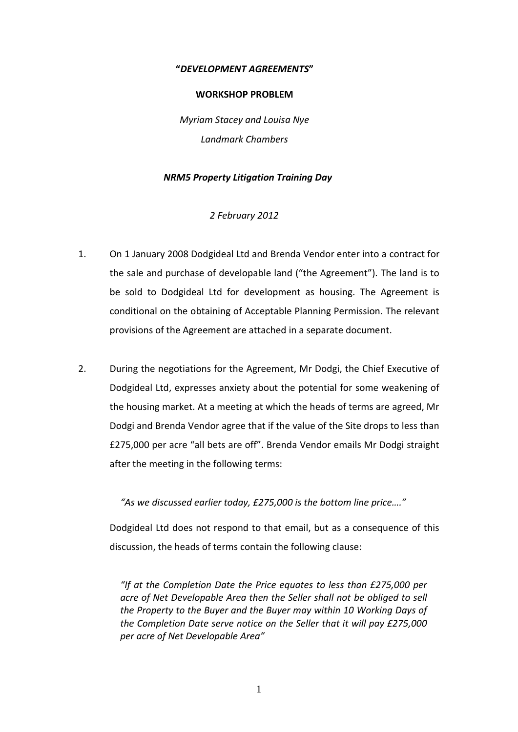**"*DEVELOPMENT AGREEMENTS*"**

**WORKSHOP PROBLEM**

*Myriam Stacey and Louisa Nye*

*Landmark Chambers*

***NRM5 Property Litigation Training Day***

*2 February 2012*

1. On 1 January 2008 Dodgideal Ltd and Brenda Vendor enter into a contract for the sale and purchase of developable land ("the Agreement"). The land is to be sold to Dodgideal Ltd for development as housing. The Agreement is conditional on the obtaining of Acceptable Planning Permission. The relevant provisions of the Agreement are attached in a separate document.

2. During the negotiations for the Agreement, Mr Dodgi, the Chief Executive of Dodgideal Ltd, expresses anxiety about the potential for some weakening of the housing market. At a meeting at which the heads of terms are agreed, Mr Dodgi and Brenda Vendor agree that if the value of the Site drops to less than £275,000 per acre "all bets are off". Brenda Vendor emails Mr Dodgi straight after the meeting in the following terms:

   *"As we discussed earlier today, £275,000 is the bottom line price…."*

   Dodgideal Ltd does not respond to that email, but as a consequence of this discussion, the heads of terms contain the following clause:

   > *"If at the Completion Date the Price equates to less than £275,000 per acre of Net Developable Area then the Seller shall not be obliged to sell the Property to the Buyer and the Buyer may within 10 Working Days of the Completion Date serve notice on the Seller that it will pay £275,000 per acre of Net Developable Area"*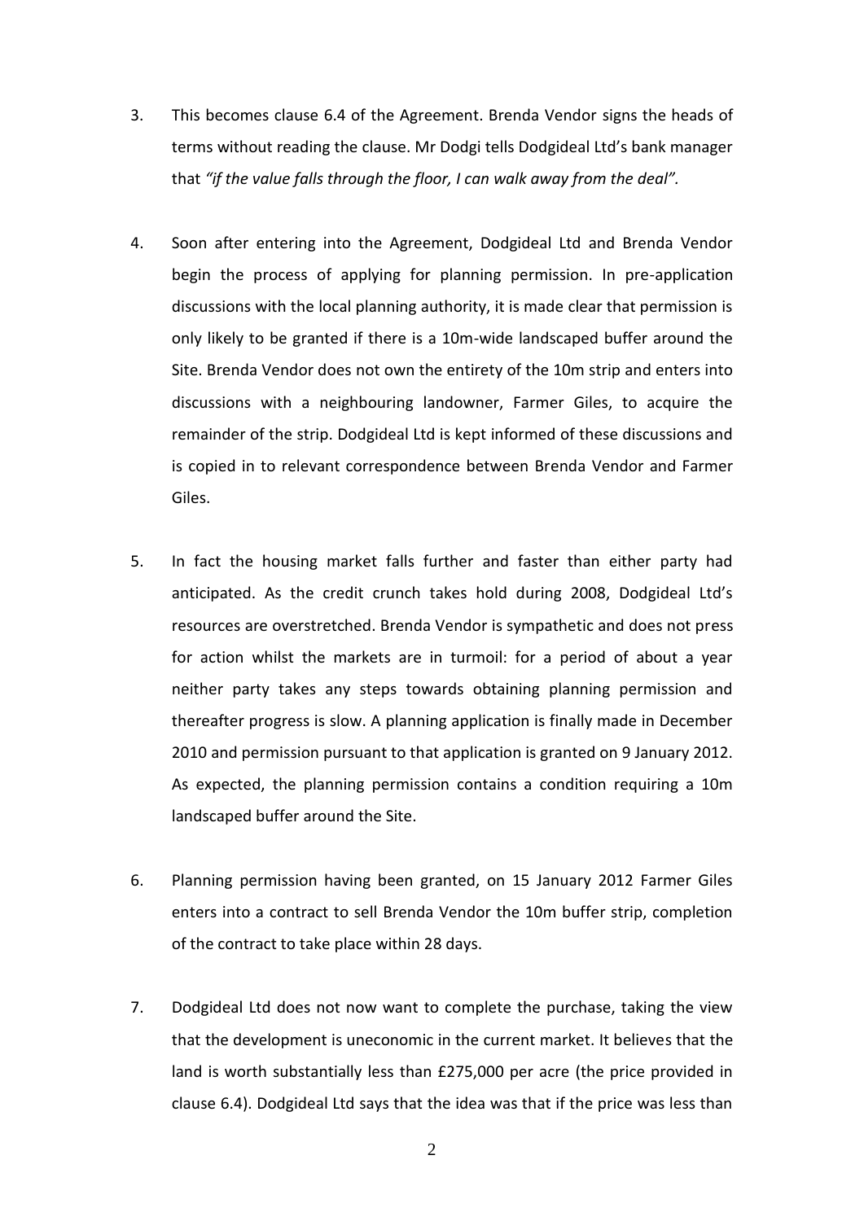3. This becomes clause 6.4 of the Agreement. Brenda Vendor signs the heads of terms without reading the clause. Mr Dodgi tells Dodgideal Ltd's bank manager that *"if the value falls through the floor, I can walk away from the deal".*

4. Soon after entering into the Agreement, Dodgideal Ltd and Brenda Vendor begin the process of applying for planning permission. In pre-application discussions with the local planning authority, it is made clear that permission is only likely to be granted if there is a 10m-wide landscaped buffer around the Site. Brenda Vendor does not own the entirety of the 10m strip and enters into discussions with a neighbouring landowner, Farmer Giles, to acquire the remainder of the strip. Dodgideal Ltd is kept informed of these discussions and is copied in to relevant correspondence between Brenda Vendor and Farmer Giles.

5. In fact the housing market falls further and faster than either party had anticipated. As the credit crunch takes hold during 2008, Dodgideal Ltd's resources are overstretched. Brenda Vendor is sympathetic and does not press for action whilst the markets are in turmoil: for a period of about a year neither party takes any steps towards obtaining planning permission and thereafter progress is slow. A planning application is finally made in December 2010 and permission pursuant to that application is granted on 9 January 2012. As expected, the planning permission contains a condition requiring a 10m landscaped buffer around the Site.

6. Planning permission having been granted, on 15 January 2012 Farmer Giles enters into a contract to sell Brenda Vendor the 10m buffer strip, completion of the contract to take place within 28 days.

7. Dodgideal Ltd does not now want to complete the purchase, taking the view that the development is uneconomic in the current market. It believes that the land is worth substantially less than £275,000 per acre (the price provided in clause 6.4). Dodgideal Ltd says that the idea was that if the price was less than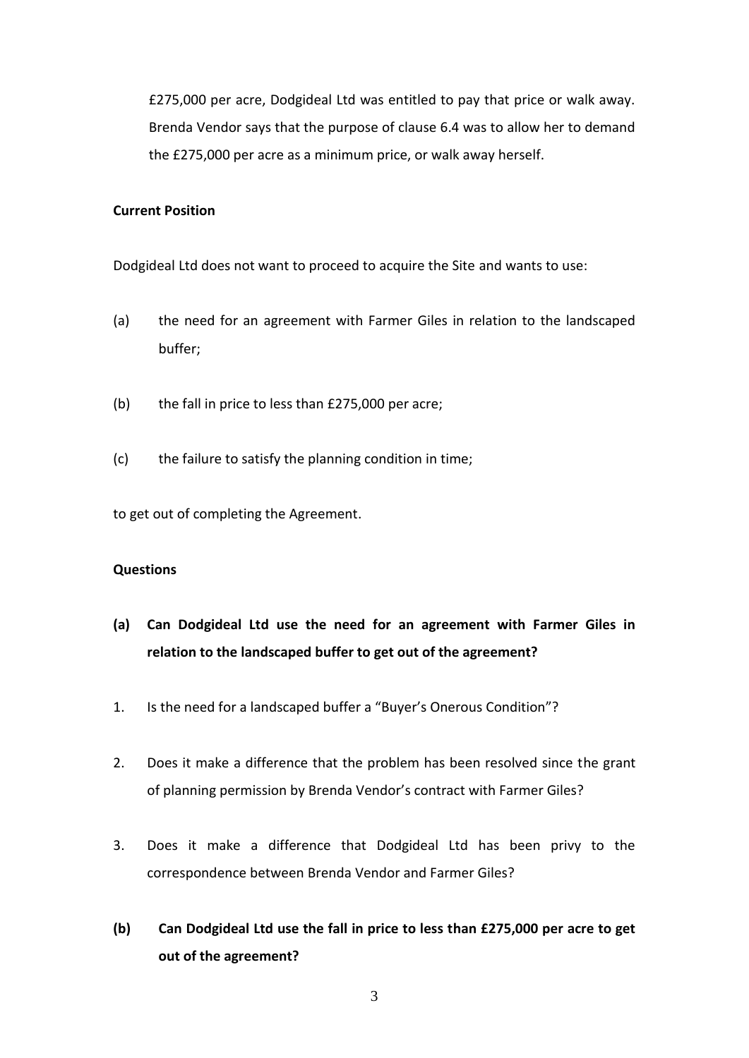£275,000 per acre, Dodgideal Ltd was entitled to pay that price or walk away. Brenda Vendor says that the purpose of clause 6.4 was to allow her to demand the £275,000 per acre as a minimum price, or walk away herself.

**Current Position**

Dodgideal Ltd does not want to proceed to acquire the Site and wants to use:

(a) the need for an agreement with Farmer Giles in relation to the landscaped buffer;

(b) the fall in price to less than £275,000 per acre;

(c) the failure to satisfy the planning condition in time;

to get out of completing the Agreement.

**Questions**

**(a) Can Dodgideal Ltd use the need for an agreement with Farmer Giles in relation to the landscaped buffer to get out of the agreement?**

1. Is the need for a landscaped buffer a "Buyer's Onerous Condition"?

2. Does it make a difference that the problem has been resolved since the grant of planning permission by Brenda Vendor's contract with Farmer Giles?

3. Does it make a difference that Dodgideal Ltd has been privy to the correspondence between Brenda Vendor and Farmer Giles?

**(b) Can Dodgideal Ltd use the fall in price to less than £275,000 per acre to get out of the agreement?**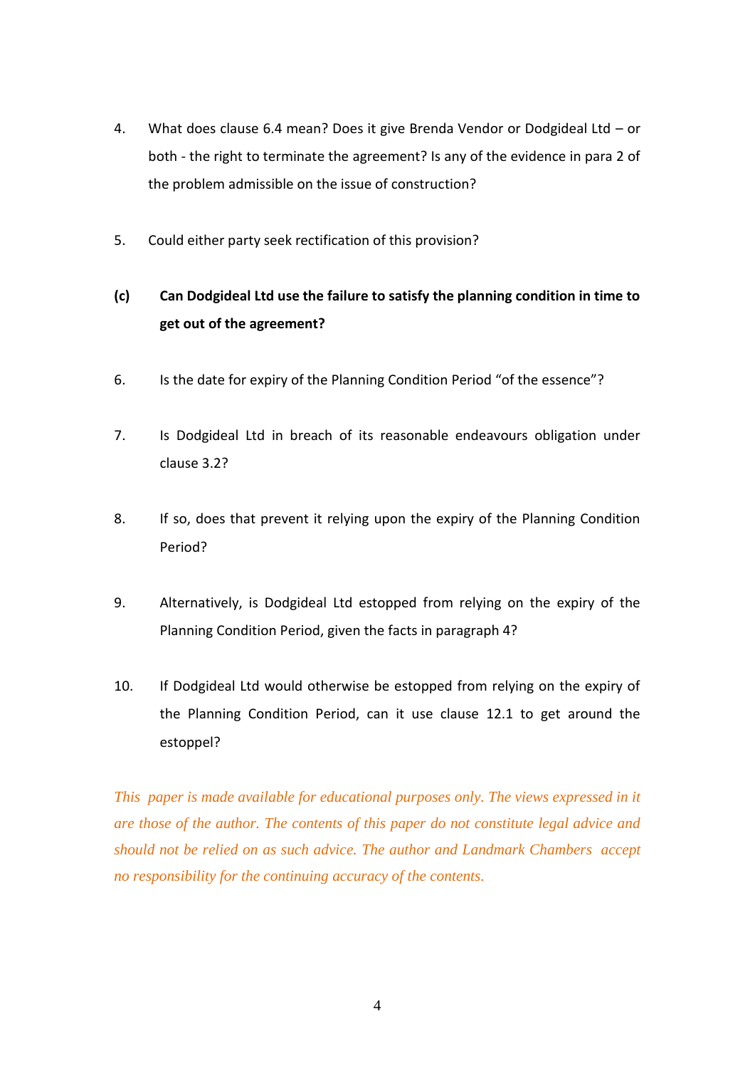4. What does clause 6.4 mean? Does it give Brenda Vendor or Dodgideal Ltd – or both - the right to terminate the agreement? Is any of the evidence in para 2 of the problem admissible on the issue of construction?

5. Could either party seek rectification of this provision?

**(c) Can Dodgideal Ltd use the failure to satisfy the planning condition in time to get out of the agreement?**

6. Is the date for expiry of the Planning Condition Period "of the essence"?

7. Is Dodgideal Ltd in breach of its reasonable endeavours obligation under clause 3.2?

8. If so, does that prevent it relying upon the expiry of the Planning Condition Period?

9. Alternatively, is Dodgideal Ltd estopped from relying on the expiry of the Planning Condition Period, given the facts in paragraph 4?

10. If Dodgideal Ltd would otherwise be estopped from relying on the expiry of the Planning Condition Period, can it use clause 12.1 to get around the estoppel?

*This paper is made available for educational purposes only. The views expressed in it are those of the author. The contents of this paper do not constitute legal advice and should not be relied on as such advice. The author and Landmark Chambers accept no responsibility for the continuing accuracy of the contents.*